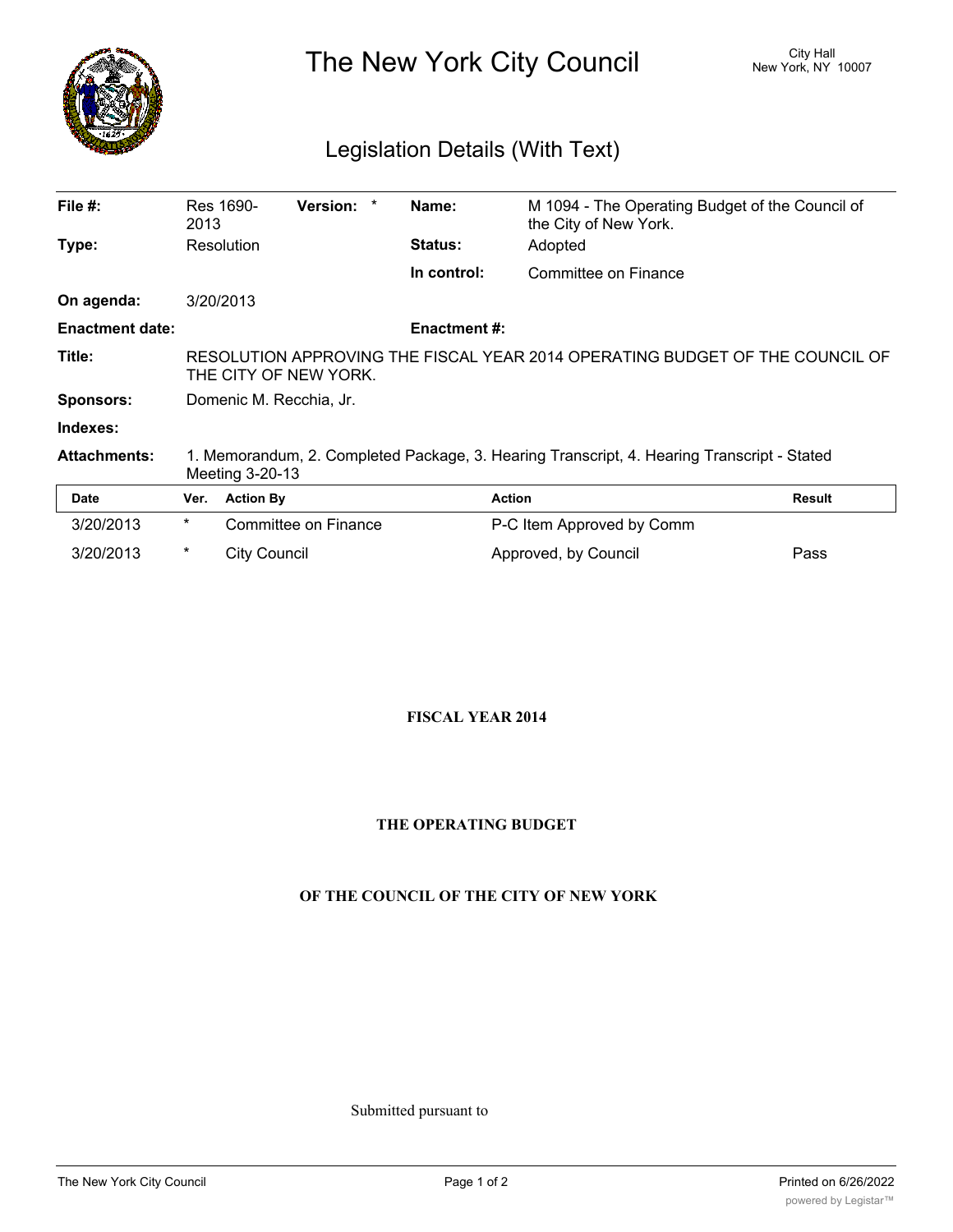# The New York City Council

City Hall
New York, NY 10007

## Legislation Details (With Text)

| | | | | |
|---|---|---|---|---|
| **File #:** | Res 1690-2013 | **Version:** * | **Name:** | M 1094 - The Operating Budget of the Council of the City of New York. |
| **Type:** | Resolution | | **Status:** | Adopted |
| | | | **In control:** | Committee on Finance |
| **On agenda:** | 3/20/2013 | | | |
| **Enactment date:** | | | **Enactment #:** | |
| **Title:** | RESOLUTION APPROVING THE FISCAL YEAR 2014 OPERATING BUDGET OF THE COUNCIL OF THE CITY OF NEW YORK. | | | |
| **Sponsors:** | Domenic M. Recchia, Jr. | | | |
| **Indexes:** | | | | |
| **Attachments:** | 1. Memorandum, 2. Completed Package, 3. Hearing Transcript, 4. Hearing Transcript - Stated Meeting 3-20-13 | | | |

| Date | Ver. | Action By | Action | Result |
|---|---|---|---|---|
| 3/20/2013 | * | Committee on Finance | P-C Item Approved by Comm | |
| 3/20/2013 | * | City Council | Approved, by Council | Pass |

**FISCAL YEAR 2014**

**THE OPERATING BUDGET**

**OF THE COUNCIL OF THE CITY OF NEW YORK**

Submitted pursuant to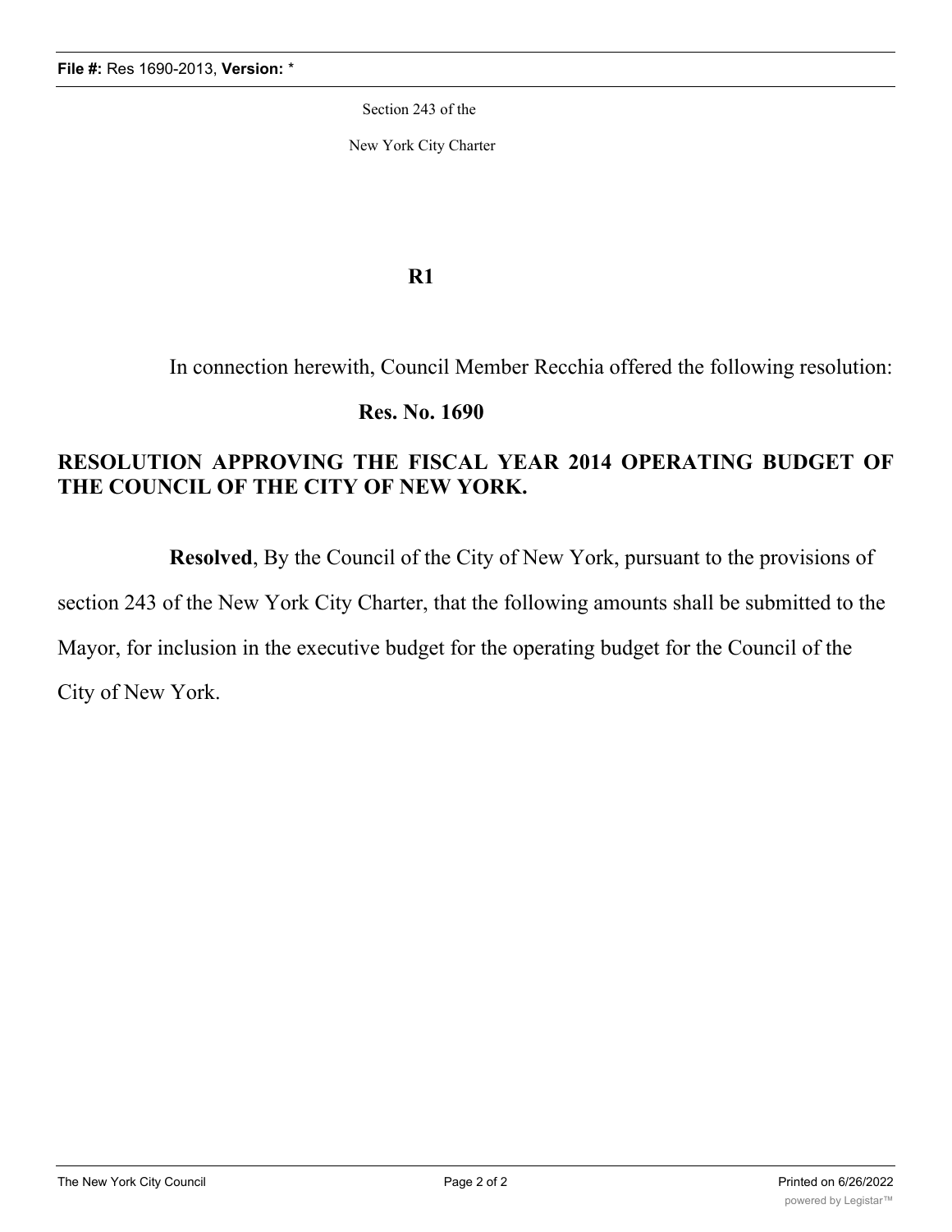Section 243 of the

New York City Charter

**R1**

In connection herewith, Council Member Recchia offered the following resolution:

**Res. No. 1690**

**RESOLUTION APPROVING THE FISCAL YEAR 2014 OPERATING BUDGET OF THE COUNCIL OF THE CITY OF NEW YORK.**

**Resolved**, By the Council of the City of New York, pursuant to the provisions of section 243 of the New York City Charter, that the following amounts shall be submitted to the Mayor, for inclusion in the executive budget for the operating budget for the Council of the City of New York.